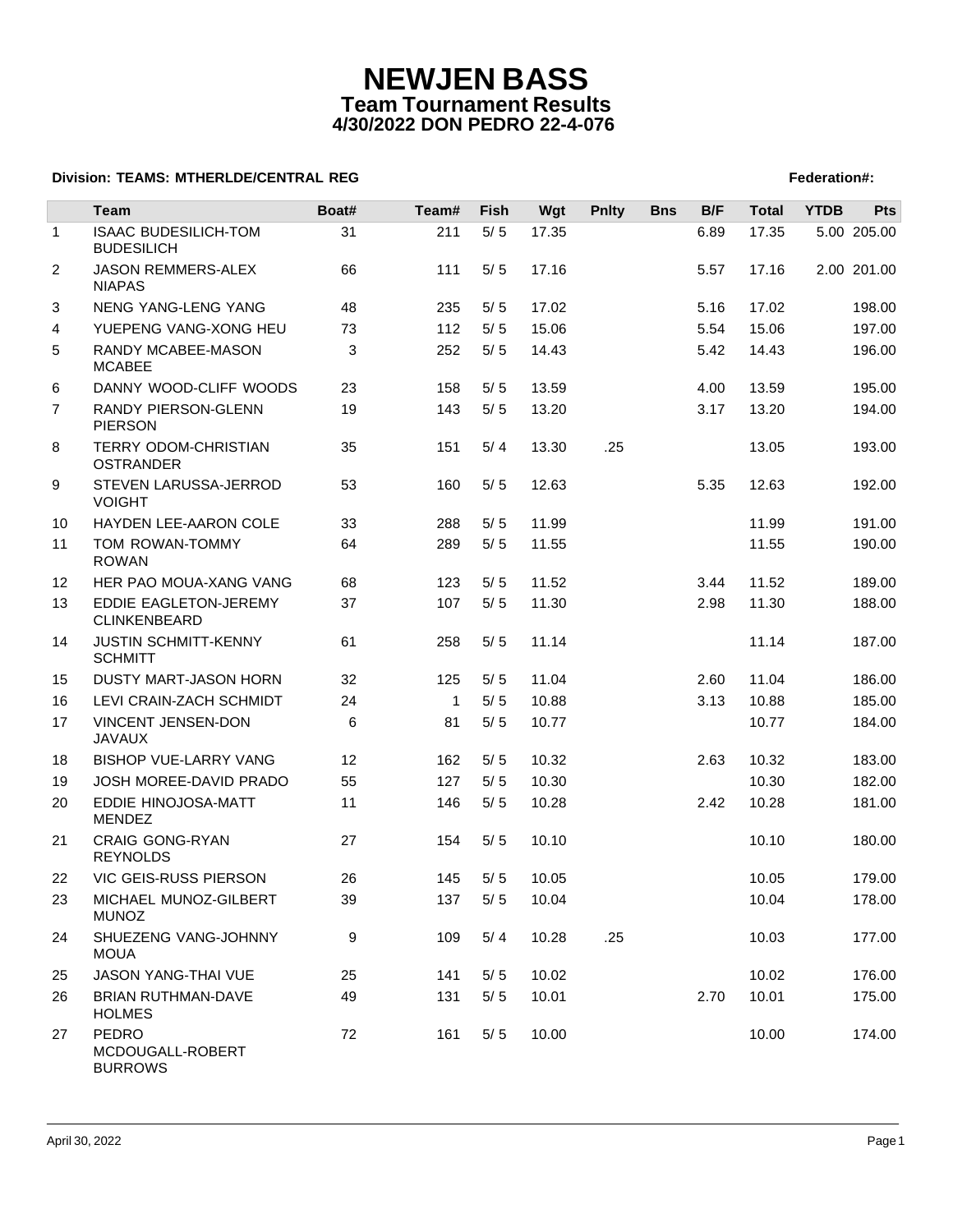# NEWJEN BASS

## Team Tournament Results

## 4/30/2022 DON PEDRO 22-4-076

**Division: TEAMS: MTHERLDE/CENTRAL REG** **Federation#:**

| | Team | Boat# | Team# | Fish | Wgt | Pnlty | Bns | B/F | Total | YTDB | Pts |
|---|---|---|---|---|---|---|---|---|---|---|---|
| 1 | ISAAC BUDESILICH-TOM BUDESILICH | 31 | 211 | 5/ 5 | 17.35 | | | 6.89 | 17.35 | 5.00 | 205.00 |
| 2 | JASON REMMERS-ALEX NIAPAS | 66 | 111 | 5/ 5 | 17.16 | | | 5.57 | 17.16 | 2.00 | 201.00 |
| 3 | NENG YANG-LENG YANG | 48 | 235 | 5/ 5 | 17.02 | | | 5.16 | 17.02 | | 198.00 |
| 4 | YUEPENG VANG-XONG HEU | 73 | 112 | 5/ 5 | 15.06 | | | 5.54 | 15.06 | | 197.00 |
| 5 | RANDY MCABEE-MASON MCABEE | 3 | 252 | 5/ 5 | 14.43 | | | 5.42 | 14.43 | | 196.00 |
| 6 | DANNY WOOD-CLIFF WOODS | 23 | 158 | 5/ 5 | 13.59 | | | 4.00 | 13.59 | | 195.00 |
| 7 | RANDY PIERSON-GLENN PIERSON | 19 | 143 | 5/ 5 | 13.20 | | | 3.17 | 13.20 | | 194.00 |
| 8 | TERRY ODOM-CHRISTIAN OSTRANDER | 35 | 151 | 5/ 4 | 13.30 | .25 | | | 13.05 | | 193.00 |
| 9 | STEVEN LARUSSA-JERROD VOIGHT | 53 | 160 | 5/ 5 | 12.63 | | | 5.35 | 12.63 | | 192.00 |
| 10 | HAYDEN LEE-AARON COLE | 33 | 288 | 5/ 5 | 11.99 | | | | 11.99 | | 191.00 |
| 11 | TOM ROWAN-TOMMY ROWAN | 64 | 289 | 5/ 5 | 11.55 | | | | 11.55 | | 190.00 |
| 12 | HER PAO MOUA-XANG VANG | 68 | 123 | 5/ 5 | 11.52 | | | 3.44 | 11.52 | | 189.00 |
| 13 | EDDIE EAGLETON-JEREMY CLINKENBEARD | 37 | 107 | 5/ 5 | 11.30 | | | 2.98 | 11.30 | | 188.00 |
| 14 | JUSTIN SCHMITT-KENNY SCHMITT | 61 | 258 | 5/ 5 | 11.14 | | | | 11.14 | | 187.00 |
| 15 | DUSTY MART-JASON HORN | 32 | 125 | 5/ 5 | 11.04 | | | 2.60 | 11.04 | | 186.00 |
| 16 | LEVI CRAIN-ZACH SCHMIDT | 24 | 1 | 5/ 5 | 10.88 | | | 3.13 | 10.88 | | 185.00 |
| 17 | VINCENT JENSEN-DON JAVAUX | 6 | 81 | 5/ 5 | 10.77 | | | | 10.77 | | 184.00 |
| 18 | BISHOP VUE-LARRY VANG | 12 | 162 | 5/ 5 | 10.32 | | | 2.63 | 10.32 | | 183.00 |
| 19 | JOSH MOREE-DAVID PRADO | 55 | 127 | 5/ 5 | 10.30 | | | | 10.30 | | 182.00 |
| 20 | EDDIE HINOJOSA-MATT MENDEZ | 11 | 146 | 5/ 5 | 10.28 | | | 2.42 | 10.28 | | 181.00 |
| 21 | CRAIG GONG-RYAN REYNOLDS | 27 | 154 | 5/ 5 | 10.10 | | | | 10.10 | | 180.00 |
| 22 | VIC GEIS-RUSS PIERSON | 26 | 145 | 5/ 5 | 10.05 | | | | 10.05 | | 179.00 |
| 23 | MICHAEL MUNOZ-GILBERT MUNOZ | 39 | 137 | 5/ 5 | 10.04 | | | | 10.04 | | 178.00 |
| 24 | SHUEZENG VANG-JOHNNY MOUA | 9 | 109 | 5/ 4 | 10.28 | .25 | | | 10.03 | | 177.00 |
| 25 | JASON YANG-THAI VUE | 25 | 141 | 5/ 5 | 10.02 | | | | 10.02 | | 176.00 |
| 26 | BRIAN RUTHMAN-DAVE HOLMES | 49 | 131 | 5/ 5 | 10.01 | | | 2.70 | 10.01 | | 175.00 |
| 27 | PEDRO MCDOUGALL-ROBERT BURROWS | 72 | 161 | 5/ 5 | 10.00 | | | | 10.00 | | 174.00 |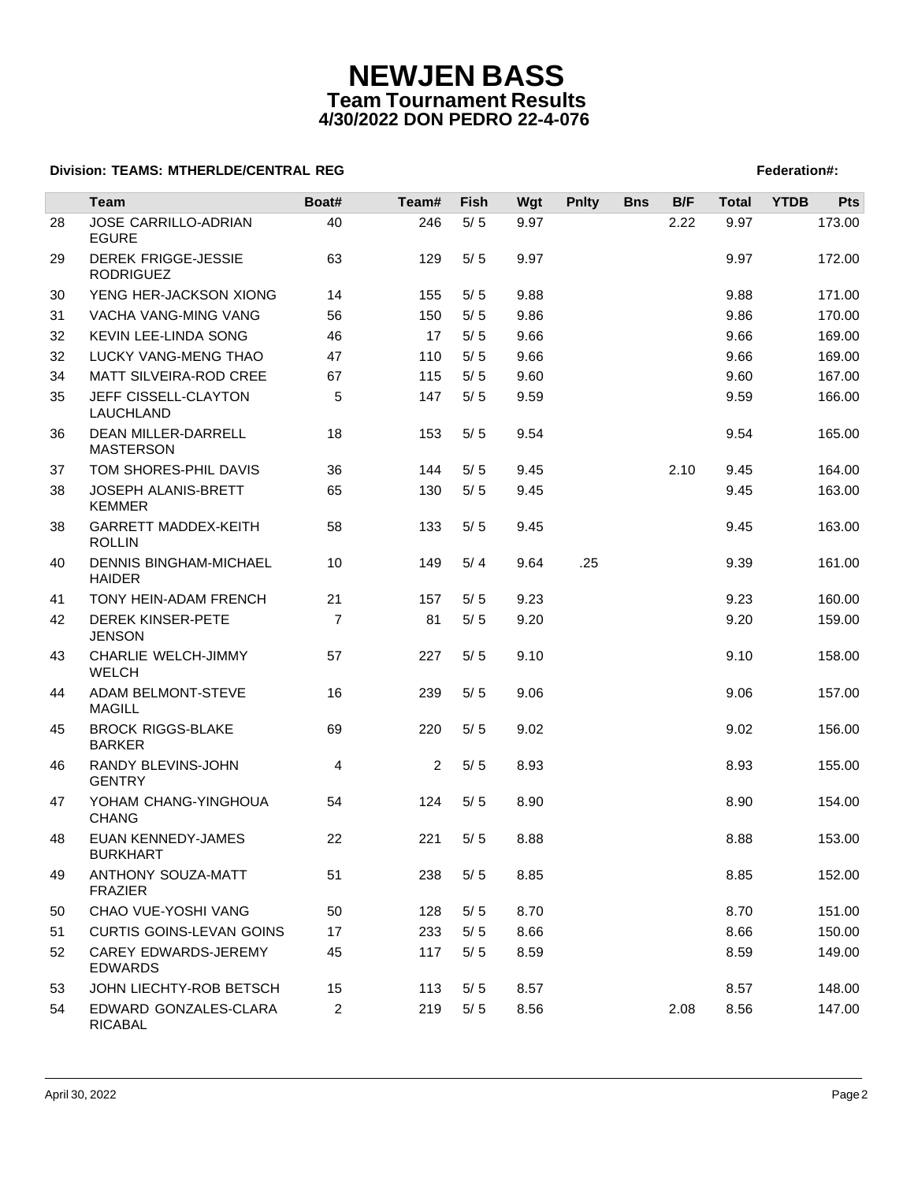# NEWJEN BASS

## Team Tournament Results

### 4/30/2022 DON PEDRO 22-4-076

**Division: TEAMS: MTHERLDE/CENTRAL REG** **Federation#:**

| | Team | Boat# | Team# | Fish | Wgt | Pnlty | Bns | B/F | Total | YTDB | Pts |
|---|---|---|---|---|---|---|---|---|---|---|---|
| 28 | JOSE CARRILLO-ADRIAN EGURE | 40 | 246 | 5/ 5 | 9.97 | | | 2.22 | 9.97 | | 173.00 |
| 29 | DEREK FRIGGE-JESSIE RODRIGUEZ | 63 | 129 | 5/ 5 | 9.97 | | | | 9.97 | | 172.00 |
| 30 | YENG HER-JACKSON XIONG | 14 | 155 | 5/ 5 | 9.88 | | | | 9.88 | | 171.00 |
| 31 | VACHA VANG-MING VANG | 56 | 150 | 5/ 5 | 9.86 | | | | 9.86 | | 170.00 |
| 32 | KEVIN LEE-LINDA SONG | 46 | 17 | 5/ 5 | 9.66 | | | | 9.66 | | 169.00 |
| 32 | LUCKY VANG-MENG THAO | 47 | 110 | 5/ 5 | 9.66 | | | | 9.66 | | 169.00 |
| 34 | MATT SILVEIRA-ROD CREE | 67 | 115 | 5/ 5 | 9.60 | | | | 9.60 | | 167.00 |
| 35 | JEFF CISSELL-CLAYTON LAUCHLAND | 5 | 147 | 5/ 5 | 9.59 | | | | 9.59 | | 166.00 |
| 36 | DEAN MILLER-DARRELL MASTERSON | 18 | 153 | 5/ 5 | 9.54 | | | | 9.54 | | 165.00 |
| 37 | TOM SHORES-PHIL DAVIS | 36 | 144 | 5/ 5 | 9.45 | | | 2.10 | 9.45 | | 164.00 |
| 38 | JOSEPH ALANIS-BRETT KEMMER | 65 | 130 | 5/ 5 | 9.45 | | | | 9.45 | | 163.00 |
| 38 | GARRETT MADDEX-KEITH ROLLIN | 58 | 133 | 5/ 5 | 9.45 | | | | 9.45 | | 163.00 |
| 40 | DENNIS BINGHAM-MICHAEL HAIDER | 10 | 149 | 5/ 4 | 9.64 | .25 | | | 9.39 | | 161.00 |
| 41 | TONY HEIN-ADAM FRENCH | 21 | 157 | 5/ 5 | 9.23 | | | | 9.23 | | 160.00 |
| 42 | DEREK KINSER-PETE JENSON | 7 | 81 | 5/ 5 | 9.20 | | | | 9.20 | | 159.00 |
| 43 | CHARLIE WELCH-JIMMY WELCH | 57 | 227 | 5/ 5 | 9.10 | | | | 9.10 | | 158.00 |
| 44 | ADAM BELMONT-STEVE MAGILL | 16 | 239 | 5/ 5 | 9.06 | | | | 9.06 | | 157.00 |
| 45 | BROCK RIGGS-BLAKE BARKER | 69 | 220 | 5/ 5 | 9.02 | | | | 9.02 | | 156.00 |
| 46 | RANDY BLEVINS-JOHN GENTRY | 4 | 2 | 5/ 5 | 8.93 | | | | 8.93 | | 155.00 |
| 47 | YOHAM CHANG-YINGHOUA CHANG | 54 | 124 | 5/ 5 | 8.90 | | | | 8.90 | | 154.00 |
| 48 | EUAN KENNEDY-JAMES BURKHART | 22 | 221 | 5/ 5 | 8.88 | | | | 8.88 | | 153.00 |
| 49 | ANTHONY SOUZA-MATT FRAZIER | 51 | 238 | 5/ 5 | 8.85 | | | | 8.85 | | 152.00 |
| 50 | CHAO VUE-YOSHI VANG | 50 | 128 | 5/ 5 | 8.70 | | | | 8.70 | | 151.00 |
| 51 | CURTIS GOINS-LEVAN GOINS | 17 | 233 | 5/ 5 | 8.66 | | | | 8.66 | | 150.00 |
| 52 | CAREY EDWARDS-JEREMY EDWARDS | 45 | 117 | 5/ 5 | 8.59 | | | | 8.59 | | 149.00 |
| 53 | JOHN LIECHTY-ROB BETSCH | 15 | 113 | 5/ 5 | 8.57 | | | | 8.57 | | 148.00 |
| 54 | EDWARD GONZALES-CLARA RICABAL | 2 | 219 | 5/ 5 | 8.56 | | | 2.08 | 8.56 | | 147.00 |

April 30, 2022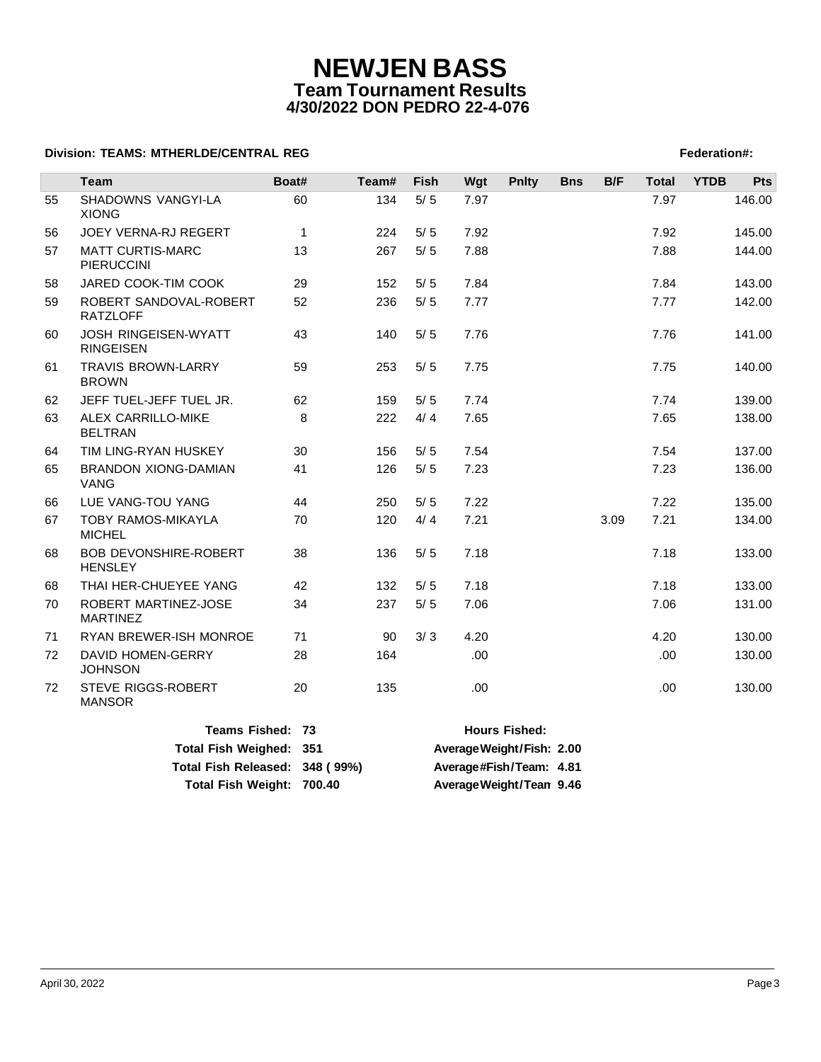# NEWJEN BASS

## Team Tournament Results

## 4/30/2022 DON PEDRO 22-4-076

**Division: TEAMS: MTHERLDE/CENTRAL REG** **Federation#:**

| | Team | Boat# | Team# | Fish | Wgt | Pnlty | Bns | B/F | Total | YTDB | Pts |
|---|---|---|---|---|---|---|---|---|---|---|---|
| 55 | SHADOWNS VANGYI-LA XIONG | 60 | 134 | 5/ 5 | 7.97 | | | | 7.97 | | 146.00 |
| 56 | JOEY VERNA-RJ REGERT | 1 | 224 | 5/ 5 | 7.92 | | | | 7.92 | | 145.00 |
| 57 | MATT CURTIS-MARC PIERUCCINI | 13 | 267 | 5/ 5 | 7.88 | | | | 7.88 | | 144.00 |
| 58 | JARED COOK-TIM COOK | 29 | 152 | 5/ 5 | 7.84 | | | | 7.84 | | 143.00 |
| 59 | ROBERT SANDOVAL-ROBERT RATZLOFF | 52 | 236 | 5/ 5 | 7.77 | | | | 7.77 | | 142.00 |
| 60 | JOSH RINGEISEN-WYATT RINGEISEN | 43 | 140 | 5/ 5 | 7.76 | | | | 7.76 | | 141.00 |
| 61 | TRAVIS BROWN-LARRY BROWN | 59 | 253 | 5/ 5 | 7.75 | | | | 7.75 | | 140.00 |
| 62 | JEFF TUEL-JEFF TUEL JR. | 62 | 159 | 5/ 5 | 7.74 | | | | 7.74 | | 139.00 |
| 63 | ALEX CARRILLO-MIKE BELTRAN | 8 | 222 | 4/ 4 | 7.65 | | | | 7.65 | | 138.00 |
| 64 | TIM LING-RYAN HUSKEY | 30 | 156 | 5/ 5 | 7.54 | | | | 7.54 | | 137.00 |
| 65 | BRANDON XIONG-DAMIAN VANG | 41 | 126 | 5/ 5 | 7.23 | | | | 7.23 | | 136.00 |
| 66 | LUE VANG-TOU YANG | 44 | 250 | 5/ 5 | 7.22 | | | | 7.22 | | 135.00 |
| 67 | TOBY RAMOS-MIKAYLA MICHEL | 70 | 120 | 4/ 4 | 7.21 | | | 3.09 | 7.21 | | 134.00 |
| 68 | BOB DEVONSHIRE-ROBERT HENSLEY | 38 | 136 | 5/ 5 | 7.18 | | | | 7.18 | | 133.00 |
| 68 | THAI HER-CHUEYEE YANG | 42 | 132 | 5/ 5 | 7.18 | | | | 7.18 | | 133.00 |
| 70 | ROBERT MARTINEZ-JOSE MARTINEZ | 34 | 237 | 5/ 5 | 7.06 | | | | 7.06 | | 131.00 |
| 71 | RYAN BREWER-ISH MONROE | 71 | 90 | 3/ 3 | 4.20 | | | | 4.20 | | 130.00 |
| 72 | DAVID HOMEN-GERRY JOHNSON | 28 | 164 | | .00 | | | | .00 | | 130.00 |
| 72 | STEVE RIGGS-ROBERT MANSOR | 20 | 135 | | .00 | | | | .00 | | 130.00 |

**Teams Fished:** 73
**Total Fish Weighed:** 351
**Total Fish Released:** 348 ( 99%)
**Total Fish Weight:** 700.40

**Hours Fished:**
**Average Weight/Fish:** 2.00
**Average#Fish/Team:** 4.81
**Average Weight/Tean** 9.46

April 30, 2022